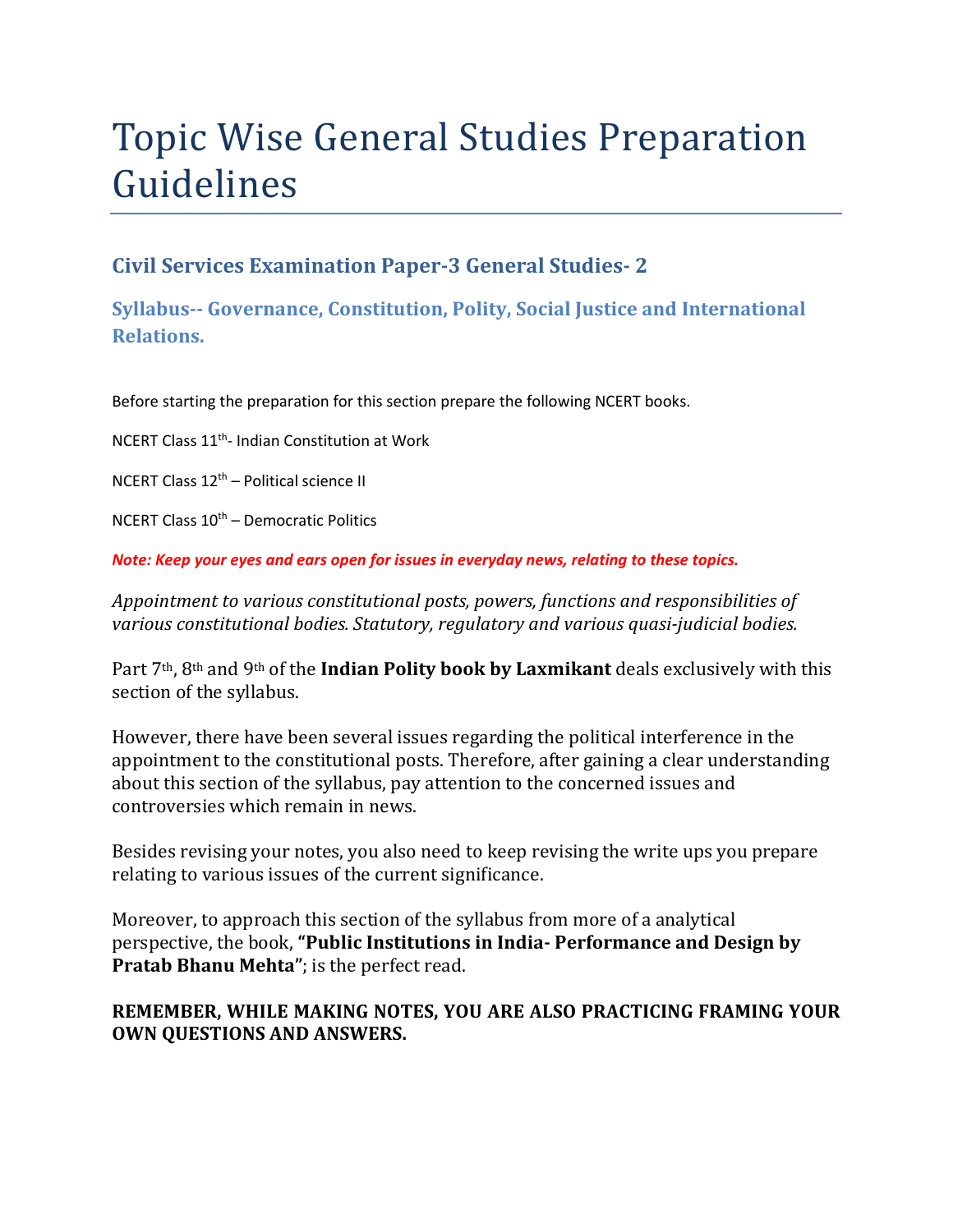# Topic Wise General Studies Preparation Guidelines

### Civil Services Examination Paper-3 General Studies- 2

### Syllabus-- Governance, Constitution, Polity, Social Justice and International Relations.

Before starting the preparation for this section prepare the following NCERT books.

NCERT Class 11th- Indian Constitution at Work

NCERT Class 12th – Political science II

NCERT Class 10th – Democratic Politics

***Note: Keep your eyes and ears open for issues in everyday news, relating to these topics.***

*Appointment to various constitutional posts, powers, functions and responsibilities of various constitutional bodies. Statutory, regulatory and various quasi-judicial bodies.*

Part 7th, 8th and 9th of the **Indian Polity book by Laxmikant** deals exclusively with this section of the syllabus.

However, there have been several issues regarding the political interference in the appointment to the constitutional posts. Therefore, after gaining a clear understanding about this section of the syllabus, pay attention to the concerned issues and controversies which remain in news.

Besides revising your notes, you also need to keep revising the write ups you prepare relating to various issues of the current significance.

Moreover, to approach this section of the syllabus from more of a analytical perspective, the book, **"Public Institutions in India- Performance and Design by Pratab Bhanu Mehta"**; is the perfect read.

**REMEMBER, WHILE MAKING NOTES, YOU ARE ALSO PRACTICING FRAMING YOUR OWN QUESTIONS AND ANSWERS.**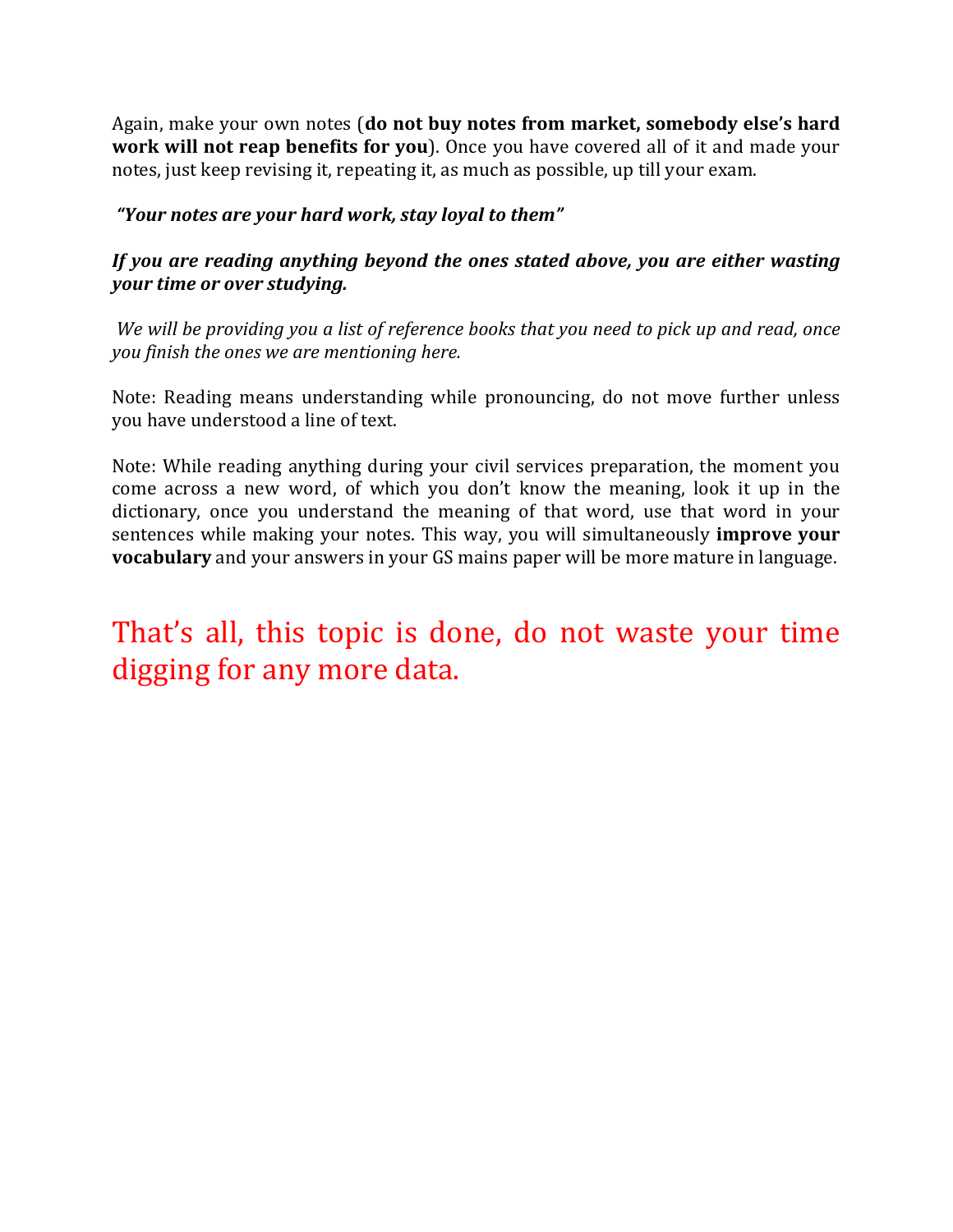Again, make your own notes (**do not buy notes from market, somebody else's hard work will not reap benefits for you**). Once you have covered all of it and made your notes, just keep revising it, repeating it, as much as possible, up till your exam.

***"Your notes are your hard work, stay loyal to them"***

***If you are reading anything beyond the ones stated above, you are either wasting your time or over studying.***

*We will be providing you a list of reference books that you need to pick up and read, once you finish the ones we are mentioning here.*

Note: Reading means understanding while pronouncing, do not move further unless you have understood a line of text.

Note: While reading anything during your civil services preparation, the moment you come across a new word, of which you don't know the meaning, look it up in the dictionary, once you understand the meaning of that word, use that word in your sentences while making your notes. This way, you will simultaneously **improve your vocabulary** and your answers in your GS mains paper will be more mature in language.

That's all, this topic is done, do not waste your time digging for any more data.